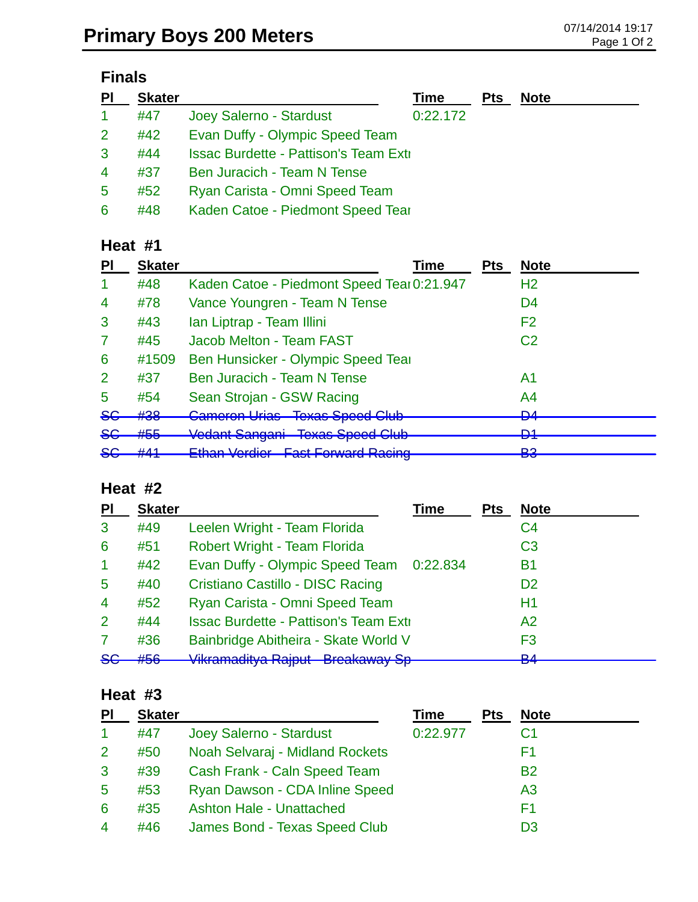# Primary Boys 200 Meters

07/14/2014 19:17

## Finals

| Pl | Skater | | Time | Pts | Note |
|---|---|---|---|---|---|
| 1 | #47 | Joey Salerno - Stardust | 0:22.172 | | |
| 2 | #42 | Evan Duffy - Olympic Speed Team | | | |
| 3 | #44 | Issac Burdette - Pattison's Team Extr | | | |
| 4 | #37 | Ben Juracich - Team N Tense | | | |
| 5 | #52 | Ryan Carista - Omni Speed Team | | | |
| 6 | #48 | Kaden Catoe - Piedmont Speed Tear | | | |

## Heat #1

| Pl | Skater | | Time | Pts | Note |
|---|---|---|---|---|---|
| 1 | #48 | Kaden Catoe - Piedmont Speed Tear | 0:21.947 | | H2 |
| 4 | #78 | Vance Youngren - Team N Tense | | | D4 |
| 3 | #43 | Ian Liptrap - Team Illini | | | F2 |
| 7 | #45 | Jacob Melton - Team FAST | | | C2 |
| 6 | #1509 | Ben Hunsicker - Olympic Speed Tear | | | |
| 2 | #37 | Ben Juracich - Team N Tense | | | A1 |
| 5 | #54 | Sean Strojan - GSW Racing | | | A4 |
| ~~SC~~ | ~~#38~~ | ~~Cameron Urias - Texas Speed Club~~ | | | ~~D4~~ |
| ~~SC~~ | ~~#55~~ | ~~Vedant Sangani - Texas Speed Club~~ | | | ~~D1~~ |
| ~~SC~~ | ~~#41~~ | ~~Ethan Verdier - Fast Forward Racing~~ | | | ~~B3~~ |

## Heat #2

| Pl | Skater | | Time | Pts | Note |
|---|---|---|---|---|---|
| 3 | #49 | Leelen Wright - Team Florida | | | C4 |
| 6 | #51 | Robert Wright - Team Florida | | | C3 |
| 1 | #42 | Evan Duffy - Olympic Speed Team | 0:22.834 | | B1 |
| 5 | #40 | Cristiano Castillo - DISC Racing | | | D2 |
| 4 | #52 | Ryan Carista - Omni Speed Team | | | H1 |
| 2 | #44 | Issac Burdette - Pattison's Team Extr | | | A2 |
| 7 | #36 | Bainbridge Abitheira - Skate World V | | | F3 |
| ~~SC~~ | ~~#56~~ | ~~Vikramaditya Rajput - Breakaway Sp~~ | | | ~~B4~~ |

## Heat #3

| Pl | Skater | | Time | Pts | Note |
|---|---|---|---|---|---|
| 1 | #47 | Joey Salerno - Stardust | 0:22.977 | | C1 |
| 2 | #50 | Noah Selvaraj - Midland Rockets | | | F1 |
| 3 | #39 | Cash Frank - Caln Speed Team | | | B2 |
| 5 | #53 | Ryan Dawson - CDA Inline Speed | | | A3 |
| 6 | #35 | Ashton Hale - Unattached | | | F1 |
| 4 | #46 | James Bond - Texas Speed Club | | | D3 |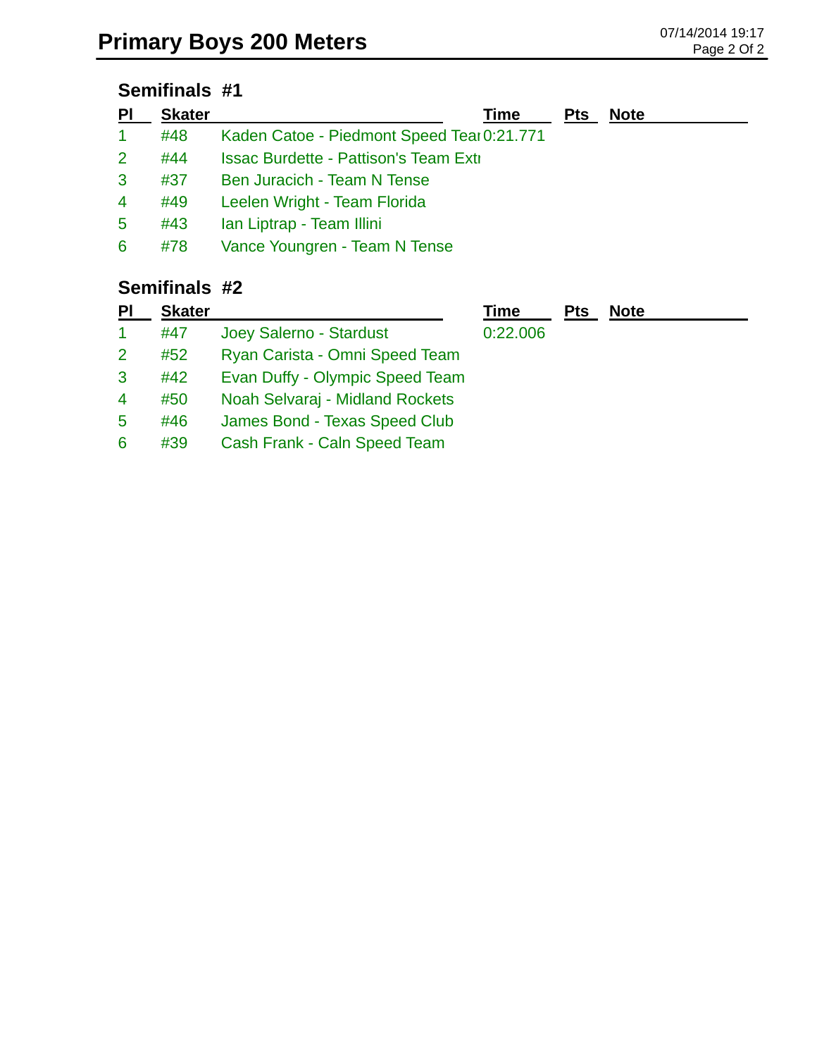# Primary Boys 200 Meters

## Semifinals #1

| Pl | Skater | | Time | Pts | Note |
|---|---|---|---|---|---|
| 1 | #48 | Kaden Catoe - Piedmont Speed Tea | 0:21.771 | | |
| 2 | #44 | Issac Burdette - Pattison's Team Ext | | | |
| 3 | #37 | Ben Juracich - Team N Tense | | | |
| 4 | #49 | Leelen Wright - Team Florida | | | |
| 5 | #43 | Ian Liptrap - Team Illini | | | |
| 6 | #78 | Vance Youngren - Team N Tense | | | |

## Semifinals #2

| Pl | Skater | | Time | Pts | Note |
|---|---|---|---|---|---|
| 1 | #47 | Joey Salerno - Stardust | 0:22.006 | | |
| 2 | #52 | Ryan Carista - Omni Speed Team | | | |
| 3 | #42 | Evan Duffy - Olympic Speed Team | | | |
| 4 | #50 | Noah Selvaraj - Midland Rockets | | | |
| 5 | #46 | James Bond - Texas Speed Club | | | |
| 6 | #39 | Cash Frank - Caln Speed Team | | | |